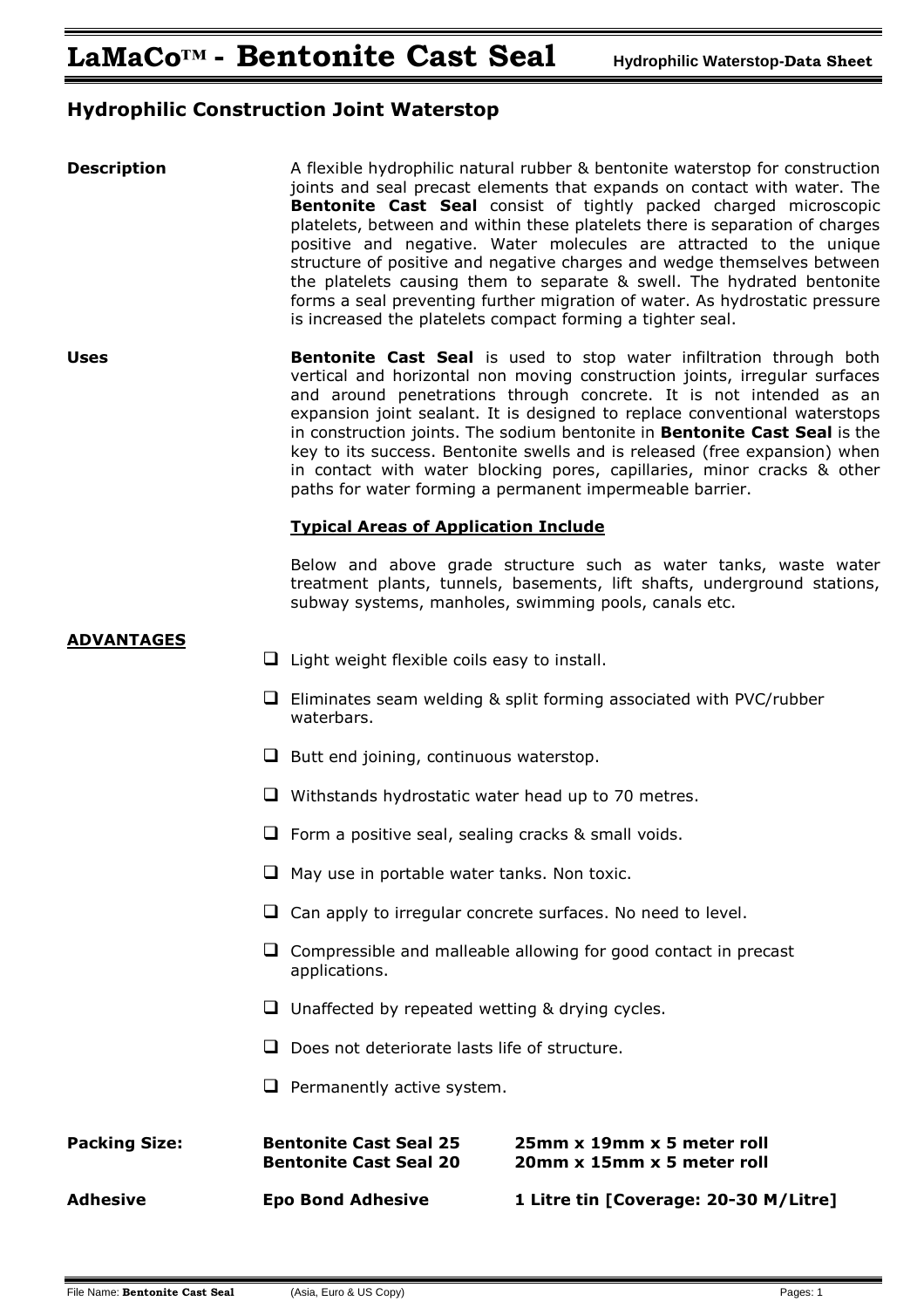# LaMaCo™ - Bentonite Cast Seal

Hydrophilic Waterstop-Data Sheet

## Hydrophilic Construction Joint Waterstop

**Description**

A flexible hydrophilic natural rubber & bentonite waterstop for construction joints and seal precast elements that expands on contact with water. The **Bentonite Cast Seal** consist of tightly packed charged microscopic platelets, between and within these platelets there is separation of charges positive and negative. Water molecules are attracted to the unique structure of positive and negative charges and wedge themselves between the platelets causing them to separate & swell. The hydrated bentonite forms a seal preventing further migration of water. As hydrostatic pressure is increased the platelets compact forming a tighter seal.

**Uses**

**Bentonite Cast Seal** is used to stop water infiltration through both vertical and horizontal non moving construction joints, irregular surfaces and around penetrations through concrete. It is not intended as an expansion joint sealant. It is designed to replace conventional waterstops in construction joints. The sodium bentonite in **Bentonite Cast Seal** is the key to its success. Bentonite swells and is released (free expansion) when in contact with water blocking pores, capillaries, minor cracks & other paths for water forming a permanent impermeable barrier.

**Typical Areas of Application Include**

Below and above grade structure such as water tanks, waste water treatment plants, tunnels, basements, lift shafts, underground stations, subway systems, manholes, swimming pools, canals etc.

**ADVANTAGES**

- Light weight flexible coils easy to install.
- Eliminates seam welding & split forming associated with PVC/rubber waterbars.
- Butt end joining, continuous waterstop.
- Withstands hydrostatic water head up to 70 metres.
- Form a positive seal, sealing cracks & small voids.
- May use in portable water tanks. Non toxic.
- Can apply to irregular concrete surfaces. No need to level.
- Compressible and malleable allowing for good contact in precast applications.
- Unaffected by repeated wetting & drying cycles.
- Does not deteriorate lasts life of structure.
- Permanently active system.

| | | |
|---|---|---|
| **Packing Size:** | **Bentonite Cast Seal 25** | **25mm x 19mm x 5 meter roll** |
| | **Bentonite Cast Seal 20** | **20mm x 15mm x 5 meter roll** |
| **Adhesive** | **Epo Bond Adhesive** | **1 Litre tin [Coverage: 20-30 M/Litre]** |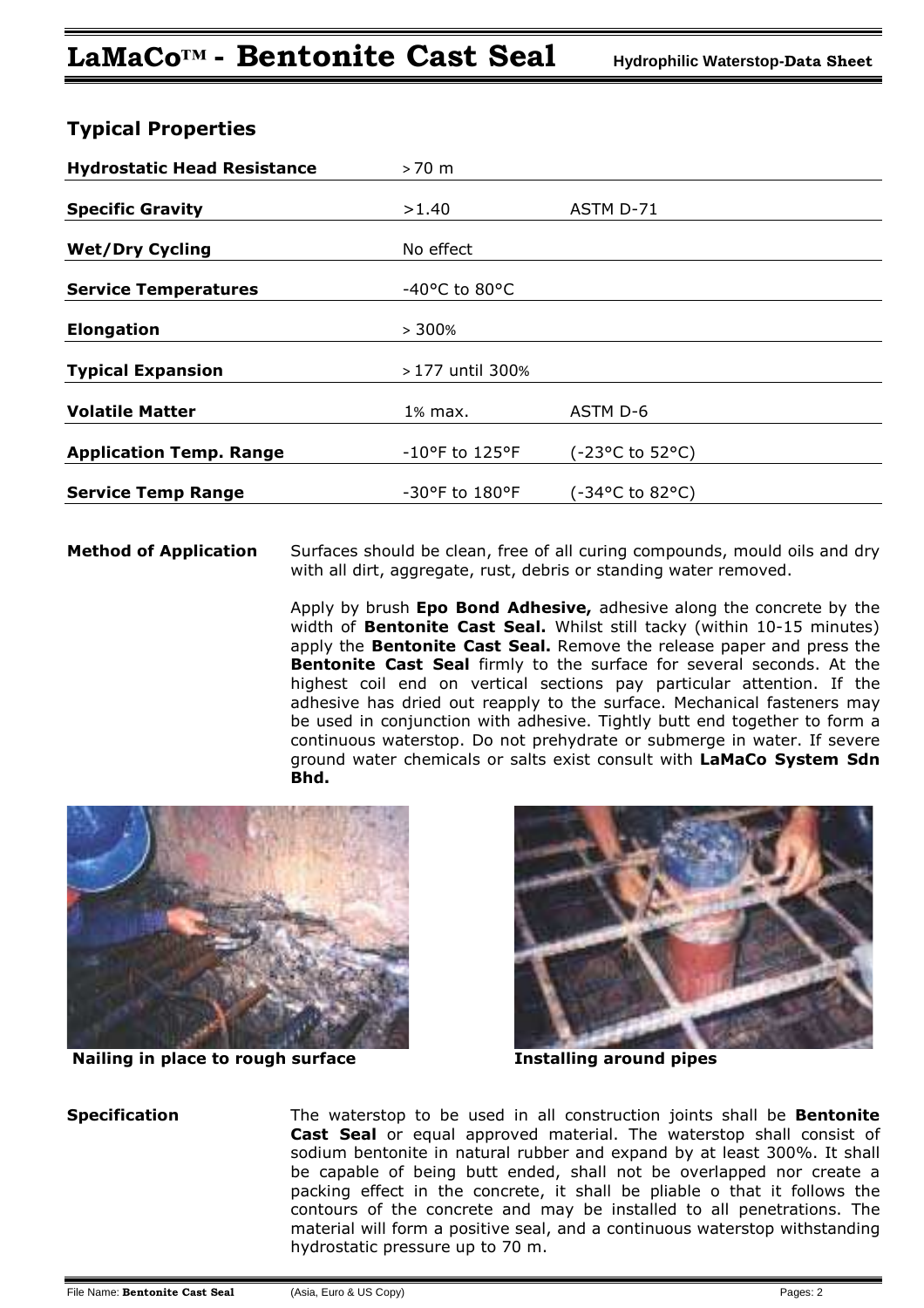# LaMaCo™ - Bentonite Cast Seal

Hydrophilic Waterstop-Data Sheet

## Typical Properties

| | | |
|---|---|---|
| **Hydrostatic Head Resistance** | > 70 m | |
| **Specific Gravity** | >1.40 | ASTM D-71 |
| **Wet/Dry Cycling** | No effect | |
| **Service Temperatures** | -40°C to 80°C | |
| **Elongation** | > 300% | |
| **Typical Expansion** | > 177 until 300% | |
| **Volatile Matter** | 1% max. | ASTM D-6 |
| **Application Temp. Range** | -10°F to 125°F | (-23°C to 52°C) |
| **Service Temp Range** | -30°F to 180°F | (-34°C to 82°C) |

**Method of Application**

Surfaces should be clean, free of all curing compounds, mould oils and dry with all dirt, aggregate, rust, debris or standing water removed.

Apply by brush **Epo Bond Adhesive,** adhesive along the concrete by the width of **Bentonite Cast Seal.** Whilst still tacky (within 10-15 minutes) apply the **Bentonite Cast Seal.** Remove the release paper and press the **Bentonite Cast Seal** firmly to the surface for several seconds. At the highest coil end on vertical sections pay particular attention. If the adhesive has dried out reapply to the surface. Mechanical fasteners may be used in conjunction with adhesive. Tightly butt end together to form a continuous waterstop. Do not prehydrate or submerge in water. If severe ground water chemicals or salts exist consult with **LaMaCo System Sdn Bhd.**

**Nailing in place to rough surface**

**Installing around pipes**

**Specification**

The waterstop to be used in all construction joints shall be **Bentonite Cast Seal** or equal approved material. The waterstop shall consist of sodium bentonite in natural rubber and expand by at least 300%. It shall be capable of being butt ended, shall not be overlapped nor create a packing effect in the concrete, it shall be pliable o that it follows the contours of the concrete and may be installed to all penetrations. The material will form a positive seal, and a continuous waterstop withstanding hydrostatic pressure up to 70 m.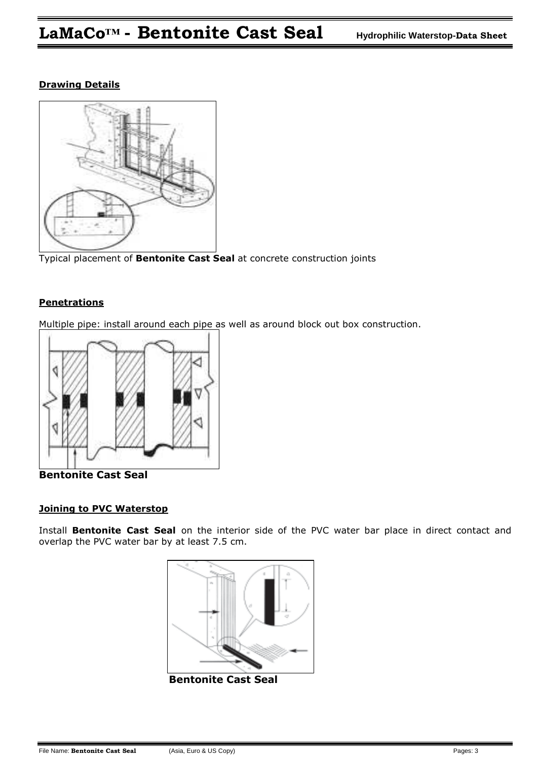## Drawing Details

Typical placement of **Bentonite Cast Seal** at concrete construction joints

## Penetrations

Multiple pipe: install around each pipe as well as around block out box construction.

**Bentonite Cast Seal**

## Joining to PVC Waterstop

Install **Bentonite Cast Seal** on the interior side of the PVC water bar place in direct contact and overlap the PVC water bar by at least 7.5 cm.

**Bentonite Cast Seal**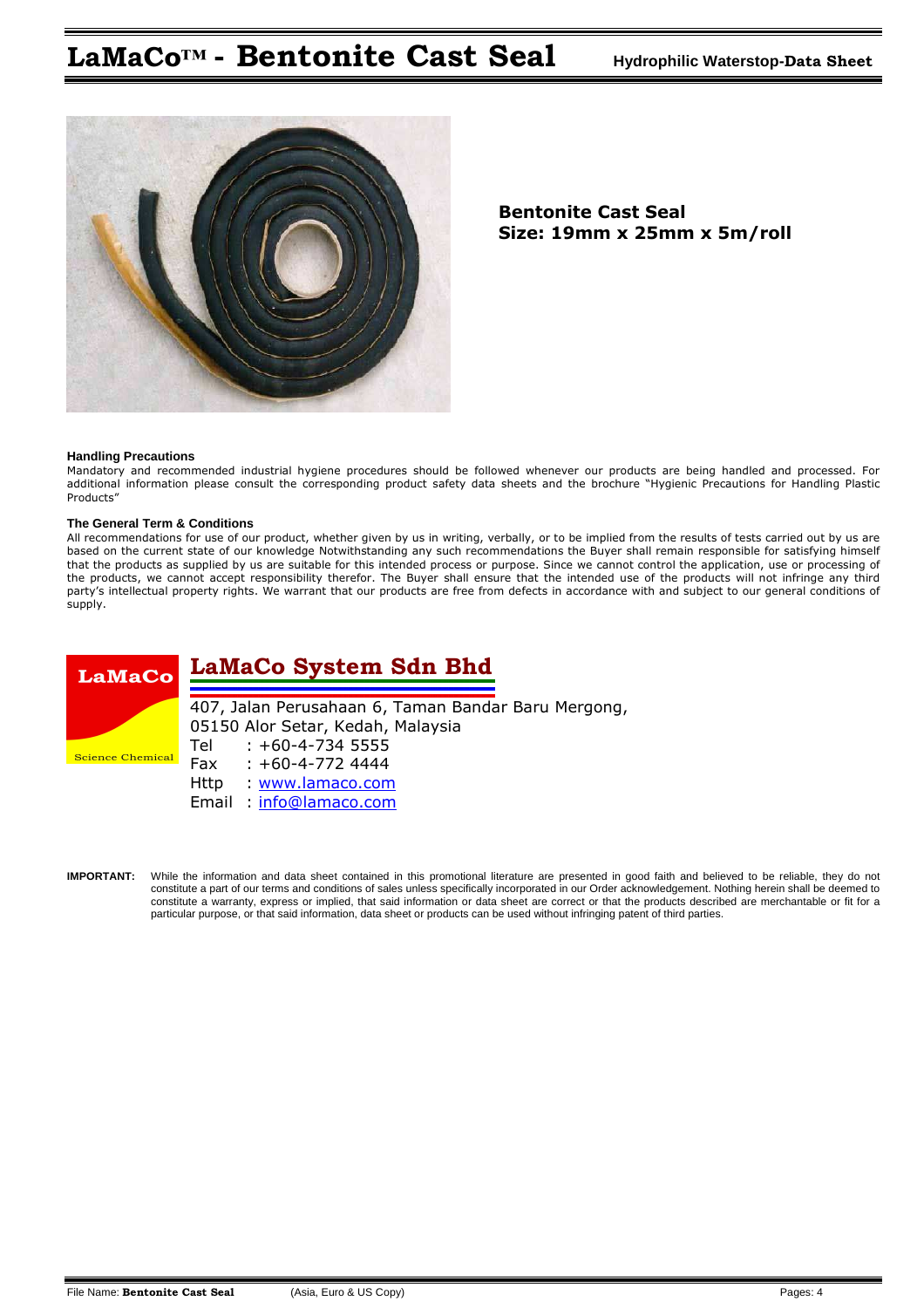# LaMaCo™ - Bentonite Cast Seal

**Hydrophilic Waterstop-Data Sheet**

**Bentonite Cast Seal**
**Size: 19mm x 25mm x 5m/roll**

#### Handling Precautions

Mandatory and recommended industrial hygiene procedures should be followed whenever our products are being handled and processed. For additional information please consult the corresponding product safety data sheets and the brochure "Hygienic Precautions for Handling Plastic Products"

#### The General Term & Conditions

All recommendations for use of our product, whether given by us in writing, verbally, or to be implied from the results of tests carried out by us are based on the current state of our knowledge Notwithstanding any such recommendations the Buyer shall remain responsible for satisfying himself that the products as supplied by us are suitable for this intended process or purpose. Since we cannot control the application, use or processing of the products, we cannot accept responsibility therefor. The Buyer shall ensure that the intended use of the products will not infringe any third party's intellectual property rights. We warrant that our products are free from defects in accordance with and subject to our general conditions of supply.

LaMaCo
Science Chemical

## LaMaCo System Sdn Bhd

407, Jalan Perusahaan 6, Taman Bandar Baru Mergong,
05150 Alor Setar, Kedah, Malaysia
Tel : +60-4-734 5555
Fax : +60-4-772 4444
Http : www.lamaco.com
Email : info@lamaco.com

**IMPORTANT:** While the information and data sheet contained in this promotional literature are presented in good faith and believed to be reliable, they do not constitute a part of our terms and conditions of sales unless specifically incorporated in our Order acknowledgement. Nothing herein shall be deemed to constitute a warranty, express or implied, that said information or data sheet are correct or that the products described are merchantable or fit for a particular purpose, or that said information, data sheet or products can be used without infringing patent of third parties.